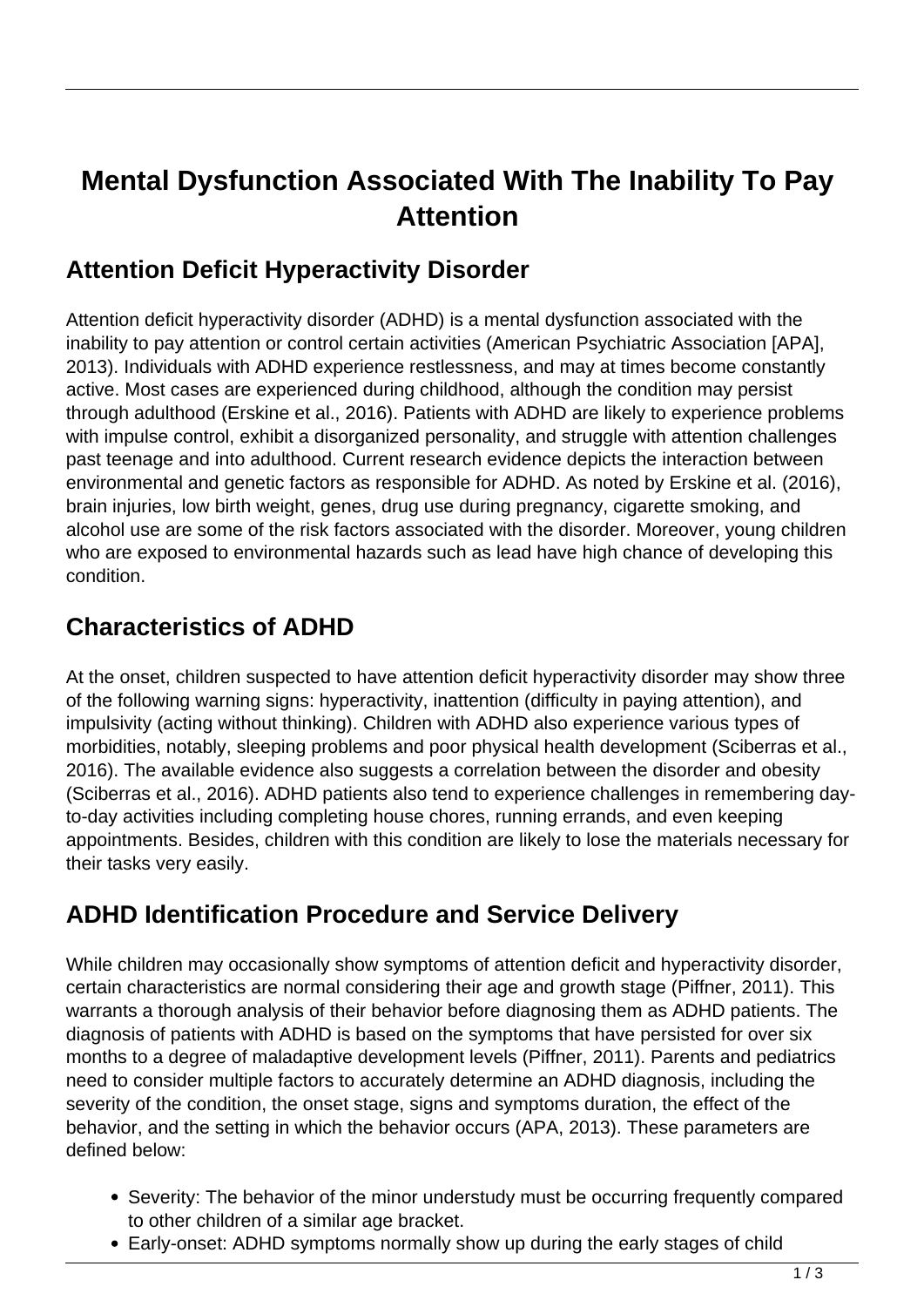# Mental Dysfunction Associated With The Inability To Pay Attention

## Attention Deficit Hyperactivity Disorder

Attention deficit hyperactivity disorder (ADHD) is a mental dysfunction associated with the inability to pay attention or control certain activities (American Psychiatric Association [APA], 2013). Individuals with ADHD experience restlessness, and may at times become constantly active. Most cases are experienced during childhood, although the condition may persist through adulthood (Erskine et al., 2016). Patients with ADHD are likely to experience problems with impulse control, exhibit a disorganized personality, and struggle with attention challenges past teenage and into adulthood. Current research evidence depicts the interaction between environmental and genetic factors as responsible for ADHD. As noted by Erskine et al. (2016), brain injuries, low birth weight, genes, drug use during pregnancy, cigarette smoking, and alcohol use are some of the risk factors associated with the disorder. Moreover, young children who are exposed to environmental hazards such as lead have high chance of developing this condition.

## Characteristics of ADHD

At the onset, children suspected to have attention deficit hyperactivity disorder may show three of the following warning signs: hyperactivity, inattention (difficulty in paying attention), and impulsivity (acting without thinking). Children with ADHD also experience various types of morbidities, notably, sleeping problems and poor physical health development (Sciberras et al., 2016). The available evidence also suggests a correlation between the disorder and obesity (Sciberras et al., 2016). ADHD patients also tend to experience challenges in remembering day-to-day activities including completing house chores, running errands, and even keeping appointments. Besides, children with this condition are likely to lose the materials necessary for their tasks very easily.

## ADHD Identification Procedure and Service Delivery

While children may occasionally show symptoms of attention deficit and hyperactivity disorder, certain characteristics are normal considering their age and growth stage (Piffner, 2011). This warrants a thorough analysis of their behavior before diagnosing them as ADHD patients. The diagnosis of patients with ADHD is based on the symptoms that have persisted for over six months to a degree of maladaptive development levels (Piffner, 2011). Parents and pediatrics need to consider multiple factors to accurately determine an ADHD diagnosis, including the severity of the condition, the onset stage, signs and symptoms duration, the effect of the behavior, and the setting in which the behavior occurs (APA, 2013). These parameters are defined below:

- Severity: The behavior of the minor understudy must be occurring frequently compared to other children of a similar age bracket.
- Early-onset: ADHD symptoms normally show up during the early stages of child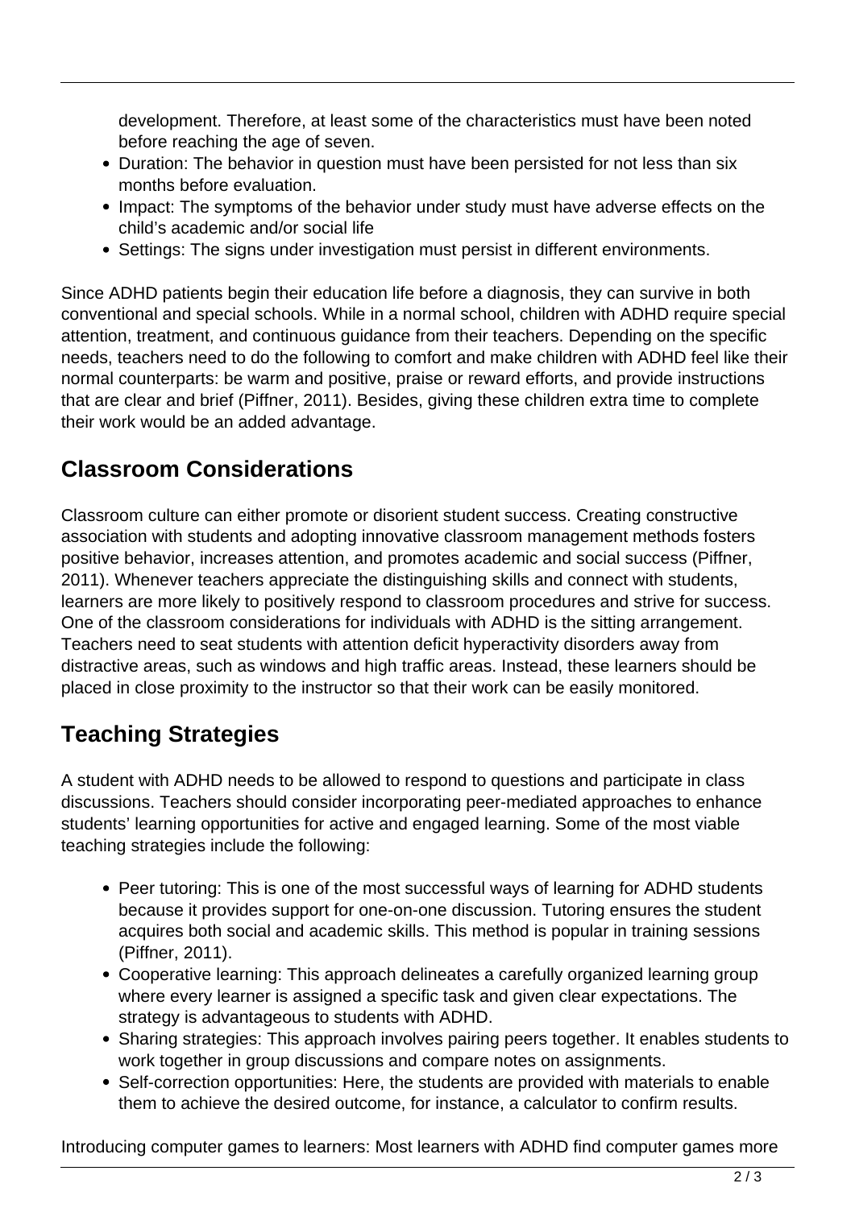development. Therefore, at least some of the characteristics must have been noted before reaching the age of seven.

- Duration: The behavior in question must have been persisted for not less than six months before evaluation.
- Impact: The symptoms of the behavior under study must have adverse effects on the child's academic and/or social life
- Settings: The signs under investigation must persist in different environments.

Since ADHD patients begin their education life before a diagnosis, they can survive in both conventional and special schools. While in a normal school, children with ADHD require special attention, treatment, and continuous guidance from their teachers. Depending on the specific needs, teachers need to do the following to comfort and make children with ADHD feel like their normal counterparts: be warm and positive, praise or reward efforts, and provide instructions that are clear and brief (Piffner, 2011). Besides, giving these children extra time to complete their work would be an added advantage.

## Classroom Considerations

Classroom culture can either promote or disorient student success. Creating constructive association with students and adopting innovative classroom management methods fosters positive behavior, increases attention, and promotes academic and social success (Piffner, 2011). Whenever teachers appreciate the distinguishing skills and connect with students, learners are more likely to positively respond to classroom procedures and strive for success. One of the classroom considerations for individuals with ADHD is the sitting arrangement. Teachers need to seat students with attention deficit hyperactivity disorders away from distractive areas, such as windows and high traffic areas. Instead, these learners should be placed in close proximity to the instructor so that their work can be easily monitored.

## Teaching Strategies

A student with ADHD needs to be allowed to respond to questions and participate in class discussions. Teachers should consider incorporating peer-mediated approaches to enhance students' learning opportunities for active and engaged learning. Some of the most viable teaching strategies include the following:

- Peer tutoring: This is one of the most successful ways of learning for ADHD students because it provides support for one-on-one discussion. Tutoring ensures the student acquires both social and academic skills. This method is popular in training sessions (Piffner, 2011).
- Cooperative learning: This approach delineates a carefully organized learning group where every learner is assigned a specific task and given clear expectations. The strategy is advantageous to students with ADHD.
- Sharing strategies: This approach involves pairing peers together. It enables students to work together in group discussions and compare notes on assignments.
- Self-correction opportunities: Here, the students are provided with materials to enable them to achieve the desired outcome, for instance, a calculator to confirm results.

Introducing computer games to learners: Most learners with ADHD find computer games more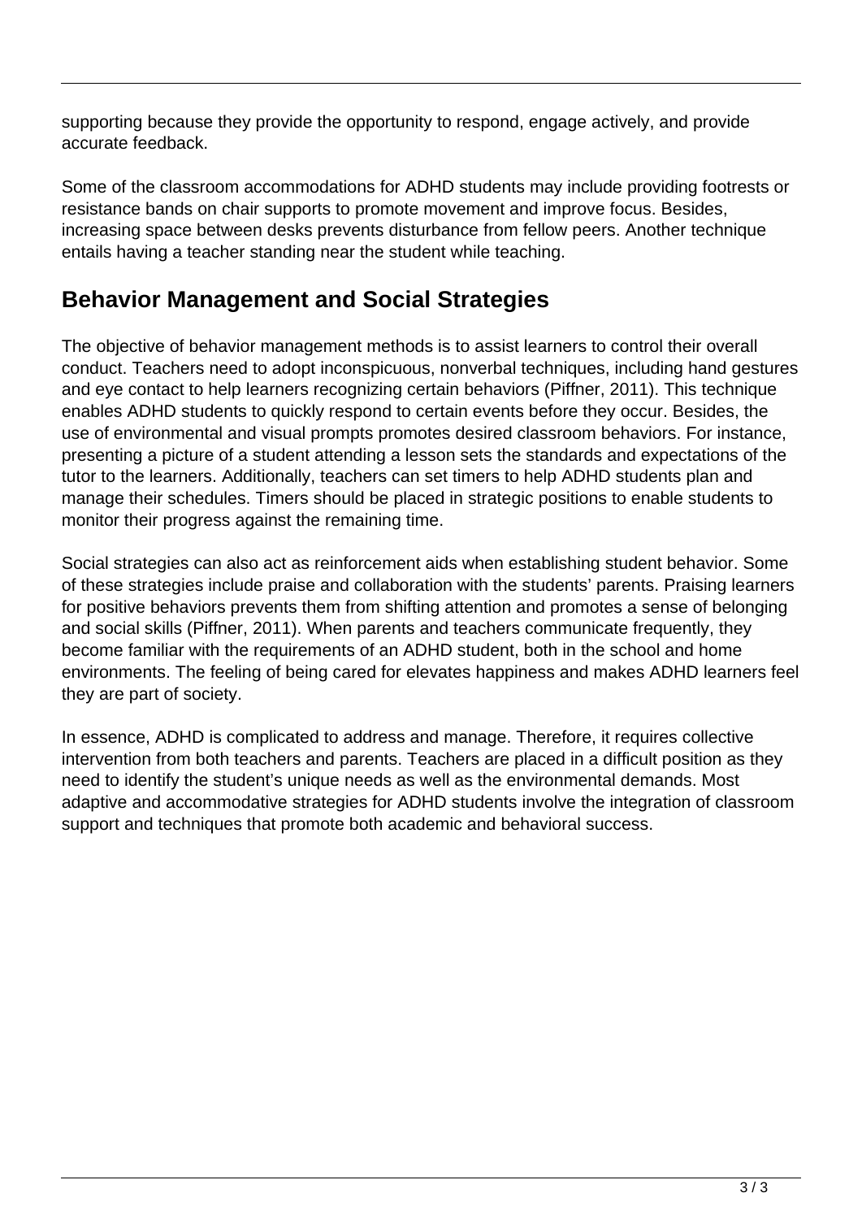supporting because they provide the opportunity to respond, engage actively, and provide accurate feedback.

Some of the classroom accommodations for ADHD students may include providing footrests or resistance bands on chair supports to promote movement and improve focus. Besides, increasing space between desks prevents disturbance from fellow peers. Another technique entails having a teacher standing near the student while teaching.

## Behavior Management and Social Strategies

The objective of behavior management methods is to assist learners to control their overall conduct. Teachers need to adopt inconspicuous, nonverbal techniques, including hand gestures and eye contact to help learners recognizing certain behaviors (Piffner, 2011). This technique enables ADHD students to quickly respond to certain events before they occur. Besides, the use of environmental and visual prompts promotes desired classroom behaviors. For instance, presenting a picture of a student attending a lesson sets the standards and expectations of the tutor to the learners. Additionally, teachers can set timers to help ADHD students plan and manage their schedules. Timers should be placed in strategic positions to enable students to monitor their progress against the remaining time.

Social strategies can also act as reinforcement aids when establishing student behavior. Some of these strategies include praise and collaboration with the students' parents. Praising learners for positive behaviors prevents them from shifting attention and promotes a sense of belonging and social skills (Piffner, 2011). When parents and teachers communicate frequently, they become familiar with the requirements of an ADHD student, both in the school and home environments. The feeling of being cared for elevates happiness and makes ADHD learners feel they are part of society.

In essence, ADHD is complicated to address and manage. Therefore, it requires collective intervention from both teachers and parents. Teachers are placed in a difficult position as they need to identify the student's unique needs as well as the environmental demands. Most adaptive and accommodative strategies for ADHD students involve the integration of classroom support and techniques that promote both academic and behavioral success.